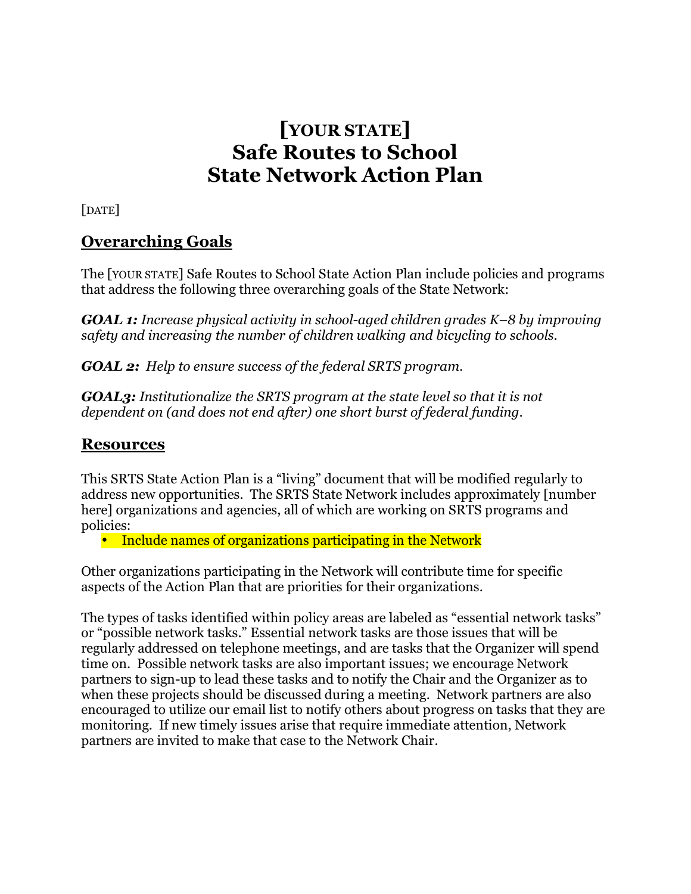# [YOUR STATE]
# Safe Routes to School
# State Network Action Plan

[DATE]

## Overarching Goals

The [YOUR STATE] Safe Routes to School State Action Plan include policies and programs that address the following three overarching goals of the State Network:

***GOAL 1:*** *Increase physical activity in school-aged children grades K–8 by improving safety and increasing the number of children walking and bicycling to schools.*

***GOAL 2:*** *Help to ensure success of the federal SRTS program.*

***GOAL3:*** *Institutionalize the SRTS program at the state level so that it is not dependent on (and does not end after) one short burst of federal funding.*

## Resources

This SRTS State Action Plan is a "living" document that will be modified regularly to address new opportunities. The SRTS State Network includes approximately [number here] organizations and agencies, all of which are working on SRTS programs and policies:

- Include names of organizations participating in the Network

Other organizations participating in the Network will contribute time for specific aspects of the Action Plan that are priorities for their organizations.

The types of tasks identified within policy areas are labeled as "essential network tasks" or "possible network tasks." Essential network tasks are those issues that will be regularly addressed on telephone meetings, and are tasks that the Organizer will spend time on. Possible network tasks are also important issues; we encourage Network partners to sign-up to lead these tasks and to notify the Chair and the Organizer as to when these projects should be discussed during a meeting. Network partners are also encouraged to utilize our email list to notify others about progress on tasks that they are monitoring. If new timely issues arise that require immediate attention, Network partners are invited to make that case to the Network Chair.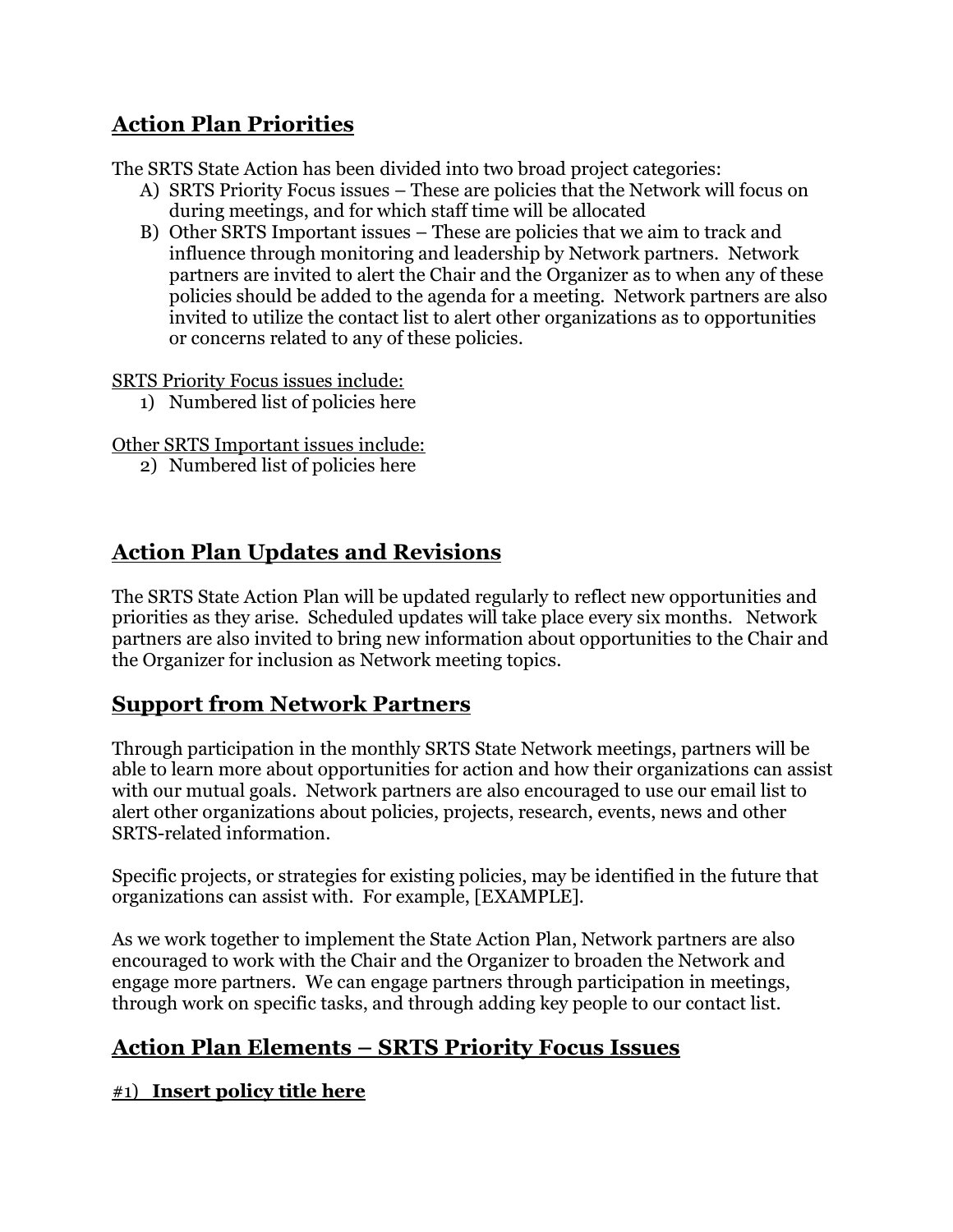## Action Plan Priorities

The SRTS State Action has been divided into two broad project categories:

A) SRTS Priority Focus issues – These are policies that the Network will focus on during meetings, and for which staff time will be allocated
B) Other SRTS Important issues – These are policies that we aim to track and influence through monitoring and leadership by Network partners. Network partners are invited to alert the Chair and the Organizer as to when any of these policies should be added to the agenda for a meeting. Network partners are also invited to utilize the contact list to alert other organizations as to opportunities or concerns related to any of these policies.

<u>SRTS Priority Focus issues include:</u>

1) Numbered list of policies here

<u>Other SRTS Important issues include:</u>

2) Numbered list of policies here

## Action Plan Updates and Revisions

The SRTS State Action Plan will be updated regularly to reflect new opportunities and priorities as they arise. Scheduled updates will take place every six months. Network partners are also invited to bring new information about opportunities to the Chair and the Organizer for inclusion as Network meeting topics.

## Support from Network Partners

Through participation in the monthly SRTS State Network meetings, partners will be able to learn more about opportunities for action and how their organizations can assist with our mutual goals. Network partners are also encouraged to use our email list to alert other organizations about policies, projects, research, events, news and other SRTS-related information.

Specific projects, or strategies for existing policies, may be identified in the future that organizations can assist with. For example, [EXAMPLE].

As we work together to implement the State Action Plan, Network partners are also encouraged to work with the Chair and the Organizer to broaden the Network and engage more partners. We can engage partners through participation in meetings, through work on specific tasks, and through adding key people to our contact list.

## Action Plan Elements – SRTS Priority Focus Issues

### #1) **Insert policy title here**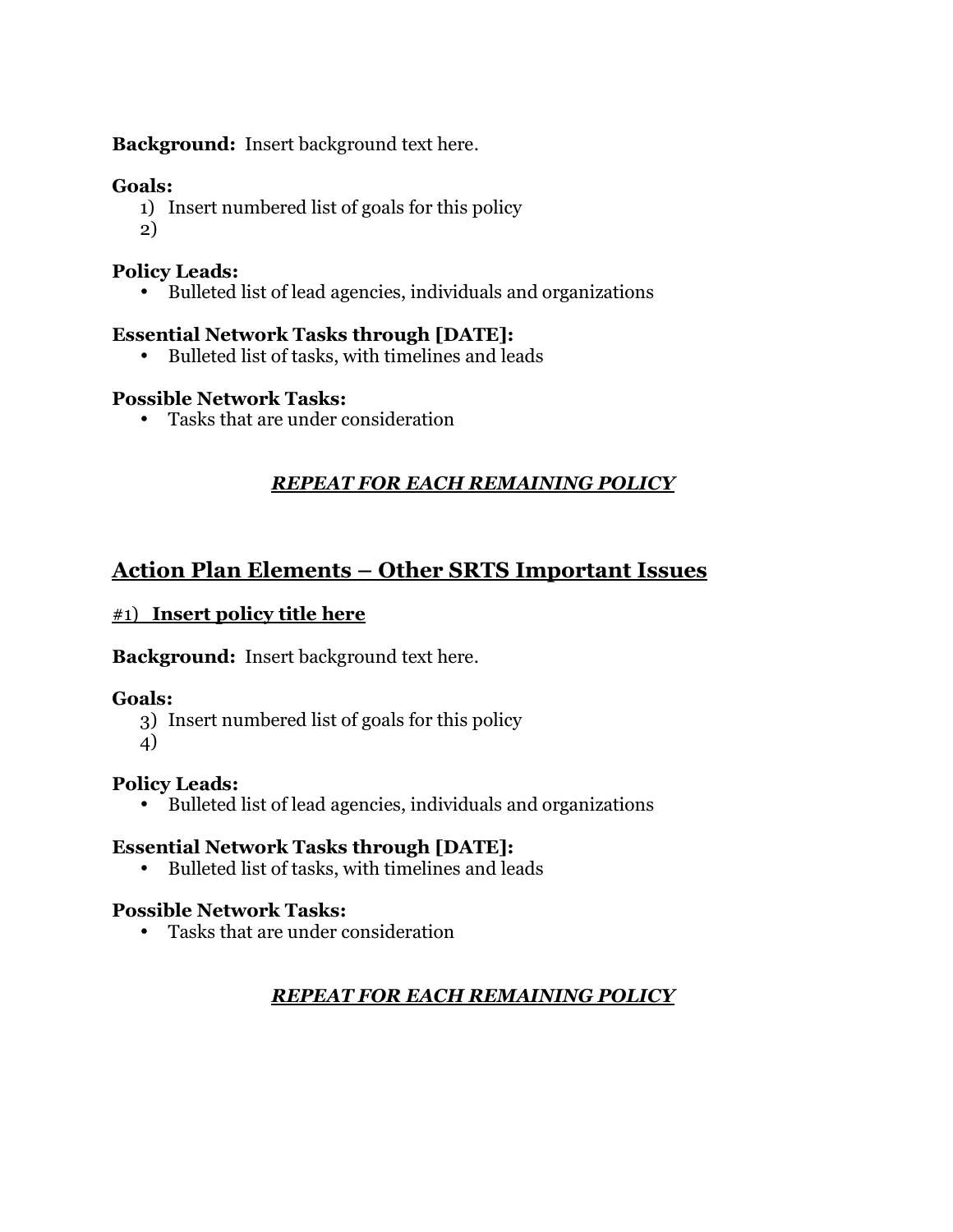**Background:** Insert background text here.

**Goals:**

1) Insert numbered list of goals for this policy
2)

**Policy Leads:**

- Bulleted list of lead agencies, individuals and organizations

**Essential Network Tasks through [DATE]:**

- Bulleted list of tasks, with timelines and leads

**Possible Network Tasks:**

- Tasks that are under consideration

***REPEAT FOR EACH REMAINING POLICY***

## Action Plan Elements – Other SRTS Important Issues

#1) **Insert policy title here**

**Background:** Insert background text here.

**Goals:**

3) Insert numbered list of goals for this policy
4)

**Policy Leads:**

- Bulleted list of lead agencies, individuals and organizations

**Essential Network Tasks through [DATE]:**

- Bulleted list of tasks, with timelines and leads

**Possible Network Tasks:**

- Tasks that are under consideration

***REPEAT FOR EACH REMAINING POLICY***